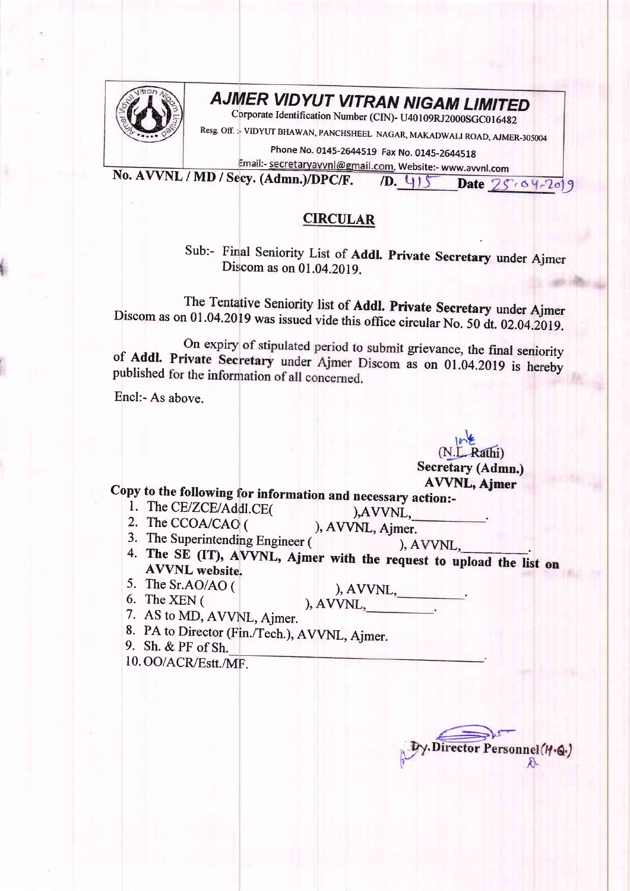# AJMER VIDYUT VITRAN NIGAM LIMITED

Corporate Identification Number (CIN)- U40109RJ2000SGC016482

Resg. Off. :- VIDYUT BHAWAN, PANCHSHEEL NAGAR, MAKADWALI ROAD, AJMER-305004

Phone No. 0145-2644519 Fax No. 0145-2644518

Email:- secretaryavvnl@gmail.com, Website:- www.avvnl.com

**No. AVVNL / MD / Secy. (Admn.)/DPC/F. /D. 415 Date 25-04-2019**

## CIRCULAR

Sub:- Final Seniority List of **Addl. Private Secretary** under Ajmer Discom as on 01.04.2019.

The Tentative Seniority list of **Addl. Private Secretary** under Ajmer Discom as on 01.04.2019 was issued vide this office circular No. 50 dt. 02.04.2019.

On expiry of stipulated period to submit grievance, the final seniority of **Addl. Private Secretary** under Ajmer Discom as on 01.04.2019 is hereby published for the information of all concerned.

Encl:- As above.

(N.L. Rathi)
**Secretary (Admn.)**
**AVVNL, Ajmer**

**Copy to the following for information and necessary action:-**

1. The CE/ZCE/Addl.CE( ),AVVNL,\_\_\_\_\_\_\_\_\_\_.
2. The CCOA/CAO ( ), AVVNL, Ajmer.
3. The Superintending Engineer ( ), AVVNL,\_\_\_\_\_\_\_\_\_\_.
4. **The SE (IT), AVVNL, Ajmer with the request to upload the list on AVVNL website.**
5. The Sr.AO/AO ( ), AVVNL,\_\_\_\_\_\_\_\_\_\_.
6. The XEN ( ), AVVNL,\_\_\_\_\_\_\_\_\_\_.
7. AS to MD, AVVNL, Ajmer.
8. PA to Director (Fin./Tech.), AVVNL, Ajmer.
9. Sh. & PF of Sh.\_\_\_\_\_\_\_\_\_\_\_\_\_\_\_\_\_\_\_\_.
10. OO/ACR/Estt./MF.

Dy. Director Personnel (H.Q.)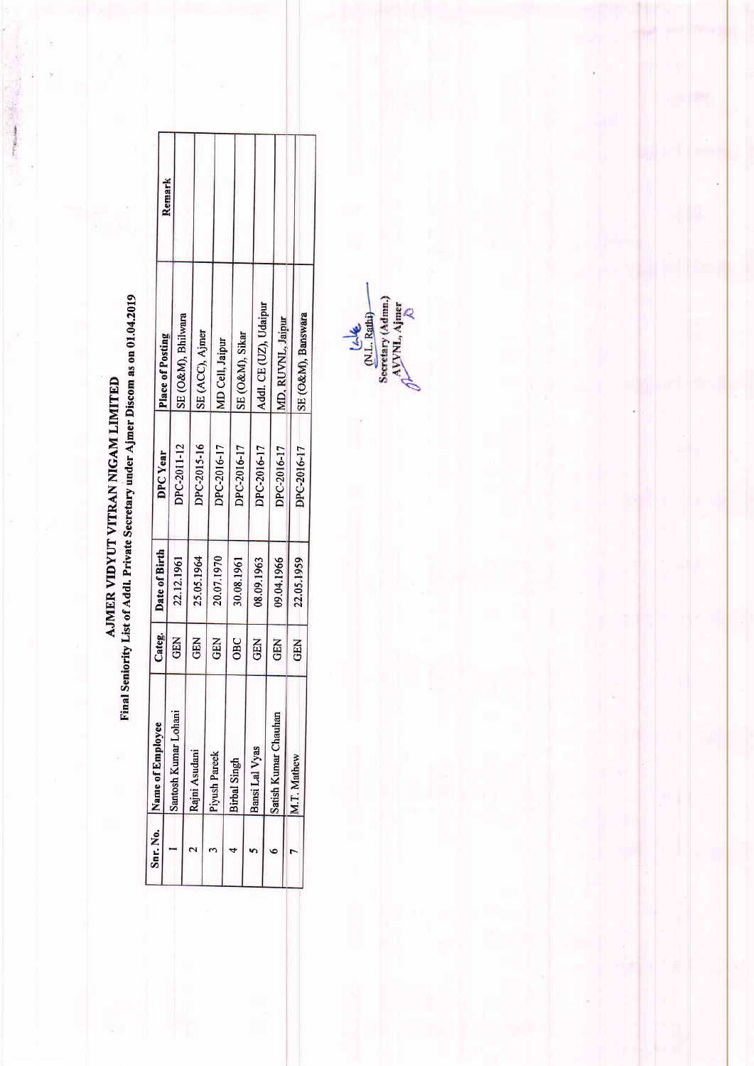# AJMER VIDYUT VITRAN NIGAM LIMITED

## Final Seniority List of Addl. Private Secretary under Ajmer Discom as on 01.04.2019

| Snr. No. | Name of Employee | Categ. | Date of Birth | DPC Year | Place of Posting | Remark |
|---|---|---|---|---|---|---|
| 1 | Santosh Kumar Lohani | GEN | 22.12.1961 | DPC-2011-12 | SE (O&M), Bhilwara | |
| 2 | Rajni Asudani | GEN | 25.05.1964 | DPC-2015-16 | SE (ACC), Ajmer | |
| 3 | Piyush Pareek | GEN | 20.07.1970 | DPC-2016-17 | MD Cell, Jaipur | |
| 4 | Birbal Singh | OBC | 30.08.1961 | DPC-2016-17 | SE (O&M), Sikar | |
| 5 | Bansi Lal Vyas | GEN | 08.09.1963 | DPC-2016-17 | Addl. CE (UZ), Udaipur | |
| 6 | Satish Kumar Chauhan | GEN | 09.04.1966 | DPC-2016-17 | MD, RUVNL, Jaipur | |
| 7 | M.T. Mathew | GEN | 22.05.1959 | DPC-2016-17 | SE (O&M), Banswara | |

(N.L. Rathi)
Secretary (Admn.)
AVVNL, Ajmer